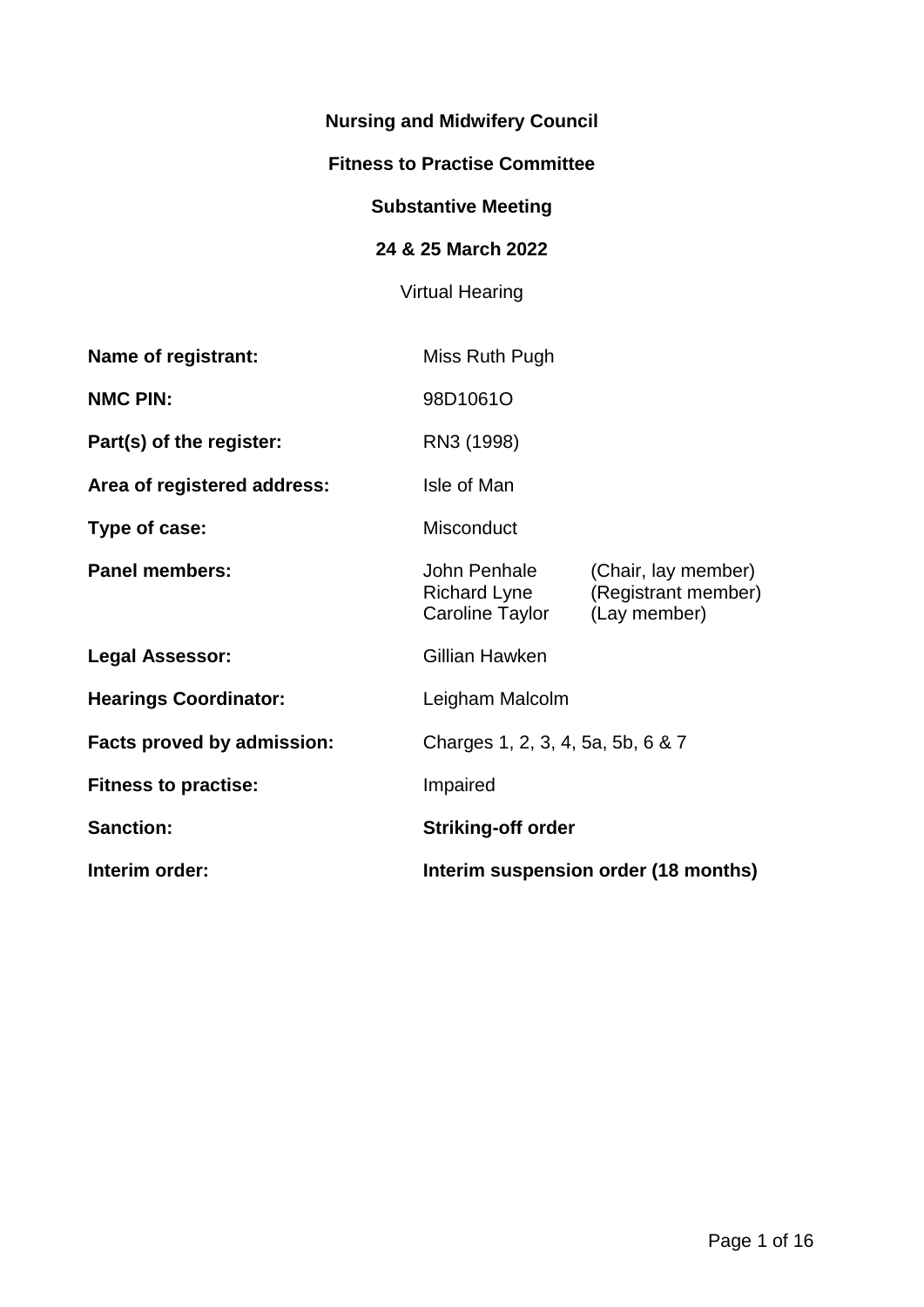**Nursing and Midwifery Council**

**Fitness to Practise Committee**

**Substantive Meeting**

**24 & 25 March 2022**

Virtual Hearing

| | |
|---|---|
| **Name of registrant:** | Miss Ruth Pugh |
| **NMC PIN:** | 98D1061O |
| **Part(s) of the register:** | RN3 (1998) |
| **Area of registered address:** | Isle of Man |
| **Type of case:** | Misconduct |
| **Panel members:** | John Penhale (Chair, lay member)<br>Richard Lyne (Registrant member)<br>Caroline Taylor (Lay member) |
| **Legal Assessor:** | Gillian Hawken |
| **Hearings Coordinator:** | Leigham Malcolm |
| **Facts proved by admission:** | Charges 1, 2, 3, 4, 5a, 5b, 6 & 7 |
| **Fitness to practise:** | Impaired |
| **Sanction:** | **Striking-off order** |
| **Interim order:** | **Interim suspension order (18 months)** |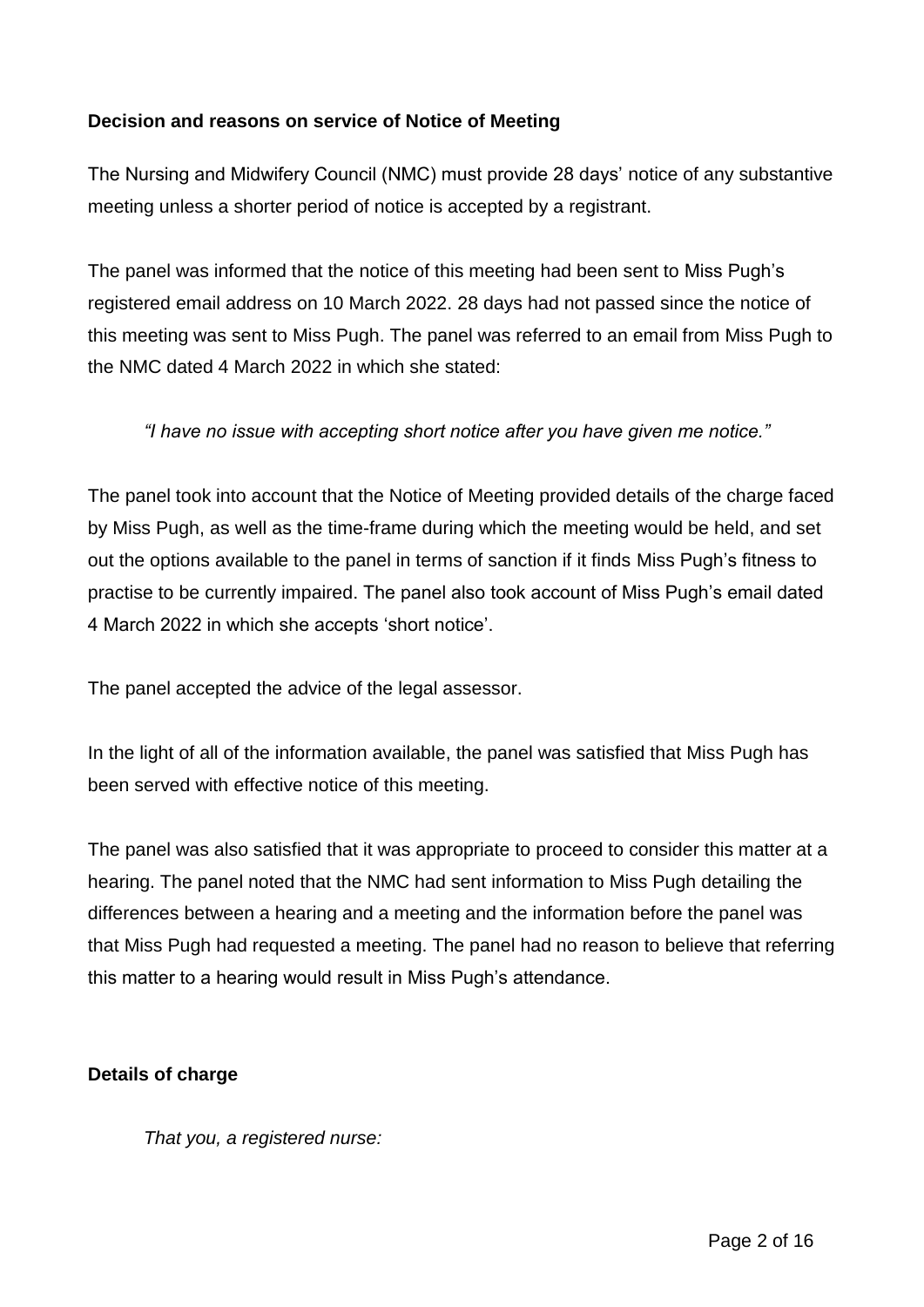**Decision and reasons on service of Notice of Meeting**

The Nursing and Midwifery Council (NMC) must provide 28 days' notice of any substantive meeting unless a shorter period of notice is accepted by a registrant.

The panel was informed that the notice of this meeting had been sent to Miss Pugh's registered email address on 10 March 2022. 28 days had not passed since the notice of this meeting was sent to Miss Pugh. The panel was referred to an email from Miss Pugh to the NMC dated 4 March 2022 in which she stated:

> *"I have no issue with accepting short notice after you have given me notice."*

The panel took into account that the Notice of Meeting provided details of the charge faced by Miss Pugh, as well as the time-frame during which the meeting would be held, and set out the options available to the panel in terms of sanction if it finds Miss Pugh's fitness to practise to be currently impaired. The panel also took account of Miss Pugh's email dated 4 March 2022 in which she accepts 'short notice'.

The panel accepted the advice of the legal assessor.

In the light of all of the information available, the panel was satisfied that Miss Pugh has been served with effective notice of this meeting.

The panel was also satisfied that it was appropriate to proceed to consider this matter at a hearing. The panel noted that the NMC had sent information to Miss Pugh detailing the differences between a hearing and a meeting and the information before the panel was that Miss Pugh had requested a meeting. The panel had no reason to believe that referring this matter to a hearing would result in Miss Pugh's attendance.

**Details of charge**

*That you, a registered nurse:*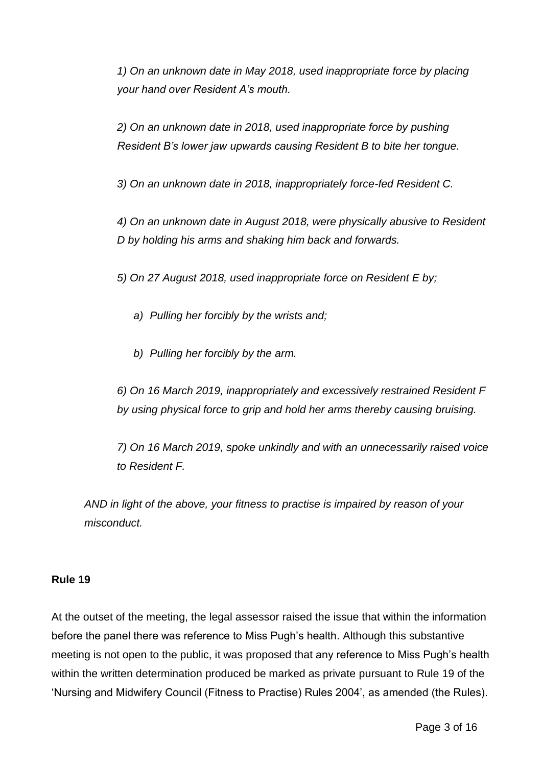*1) On an unknown date in May 2018, used inappropriate force by placing your hand over Resident A's mouth.*

*2) On an unknown date in 2018, used inappropriate force by pushing Resident B's lower jaw upwards causing Resident B to bite her tongue.*

*3) On an unknown date in 2018, inappropriately force-fed Resident C.*

*4) On an unknown date in August 2018, were physically abusive to Resident D by holding his arms and shaking him back and forwards.*

*5) On 27 August 2018, used inappropriate force on Resident E by;*

*a) Pulling her forcibly by the wrists and;*

*b) Pulling her forcibly by the arm.*

*6) On 16 March 2019, inappropriately and excessively restrained Resident F by using physical force to grip and hold her arms thereby causing bruising.*

*7) On 16 March 2019, spoke unkindly and with an unnecessarily raised voice to Resident F.*

*AND in light of the above, your fitness to practise is impaired by reason of your misconduct.*

**Rule 19**

At the outset of the meeting, the legal assessor raised the issue that within the information before the panel there was reference to Miss Pugh's health. Although this substantive meeting is not open to the public, it was proposed that any reference to Miss Pugh's health within the written determination produced be marked as private pursuant to Rule 19 of the 'Nursing and Midwifery Council (Fitness to Practise) Rules 2004', as amended (the Rules).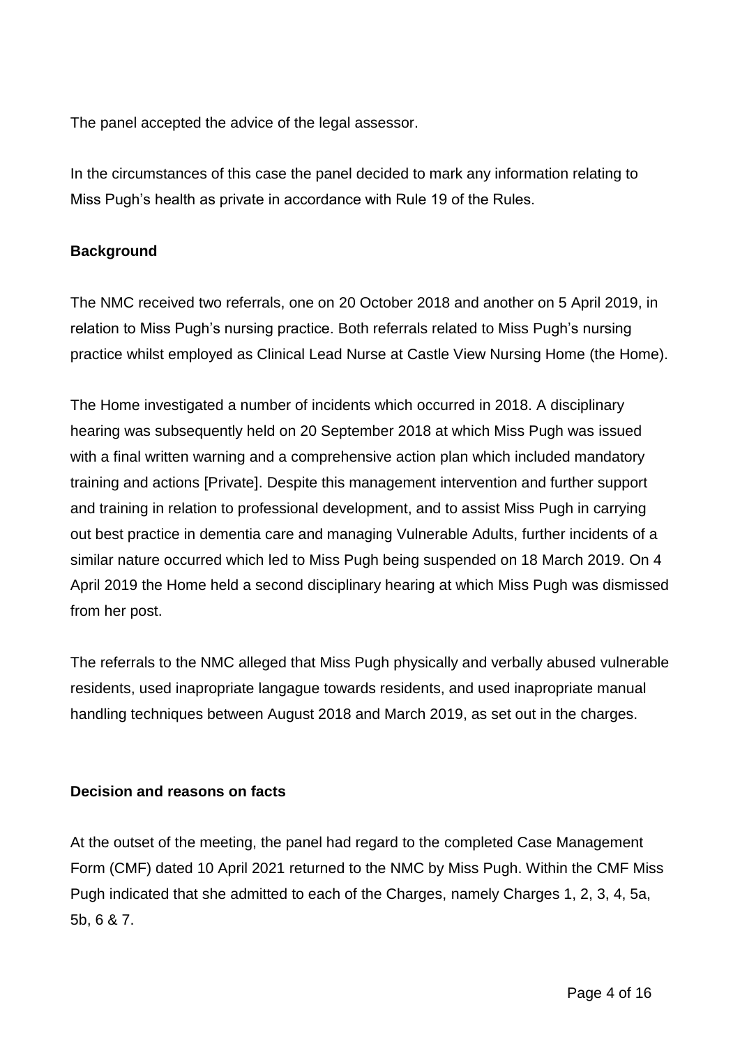The panel accepted the advice of the legal assessor.

In the circumstances of this case the panel decided to mark any information relating to Miss Pugh's health as private in accordance with Rule 19 of the Rules.

**Background**

The NMC received two referrals, one on 20 October 2018 and another on 5 April 2019, in relation to Miss Pugh's nursing practice. Both referrals related to Miss Pugh's nursing practice whilst employed as Clinical Lead Nurse at Castle View Nursing Home (the Home).

The Home investigated a number of incidents which occurred in 2018. A disciplinary hearing was subsequently held on 20 September 2018 at which Miss Pugh was issued with a final written warning and a comprehensive action plan which included mandatory training and actions [Private]. Despite this management intervention and further support and training in relation to professional development, and to assist Miss Pugh in carrying out best practice in dementia care and managing Vulnerable Adults, further incidents of a similar nature occurred which led to Miss Pugh being suspended on 18 March 2019. On 4 April 2019 the Home held a second disciplinary hearing at which Miss Pugh was dismissed from her post.

The referrals to the NMC alleged that Miss Pugh physically and verbally abused vulnerable residents, used inapropriate langague towards residents, and used inapropriate manual handling techniques between August 2018 and March 2019, as set out in the charges.

**Decision and reasons on facts**

At the outset of the meeting, the panel had regard to the completed Case Management Form (CMF) dated 10 April 2021 returned to the NMC by Miss Pugh. Within the CMF Miss Pugh indicated that she admitted to each of the Charges, namely Charges 1, 2, 3, 4, 5a, 5b, 6 & 7.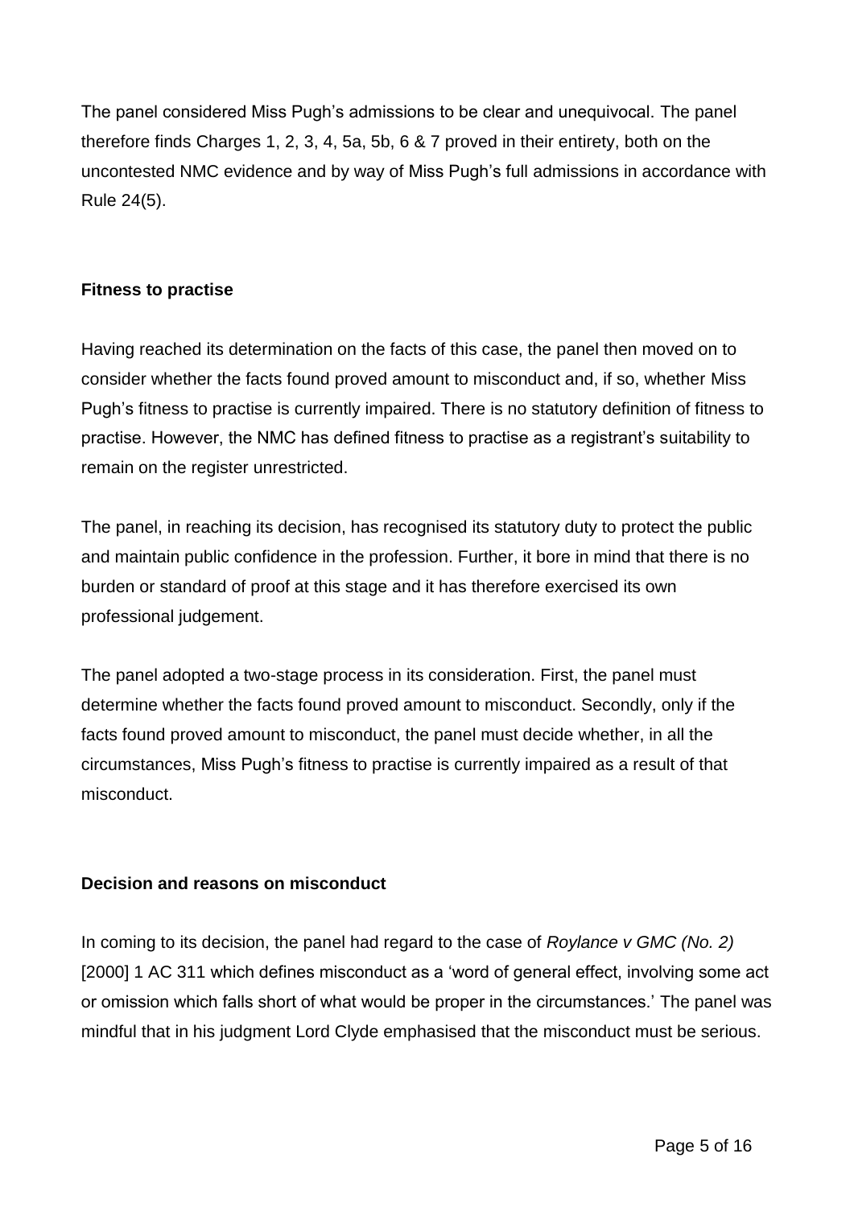The panel considered Miss Pugh's admissions to be clear and unequivocal. The panel therefore finds Charges 1, 2, 3, 4, 5a, 5b, 6 & 7 proved in their entirety, both on the uncontested NMC evidence and by way of Miss Pugh's full admissions in accordance with Rule 24(5).

**Fitness to practise**

Having reached its determination on the facts of this case, the panel then moved on to consider whether the facts found proved amount to misconduct and, if so, whether Miss Pugh's fitness to practise is currently impaired. There is no statutory definition of fitness to practise. However, the NMC has defined fitness to practise as a registrant's suitability to remain on the register unrestricted.

The panel, in reaching its decision, has recognised its statutory duty to protect the public and maintain public confidence in the profession. Further, it bore in mind that there is no burden or standard of proof at this stage and it has therefore exercised its own professional judgement.

The panel adopted a two-stage process in its consideration. First, the panel must determine whether the facts found proved amount to misconduct. Secondly, only if the facts found proved amount to misconduct, the panel must decide whether, in all the circumstances, Miss Pugh's fitness to practise is currently impaired as a result of that misconduct.

**Decision and reasons on misconduct**

In coming to its decision, the panel had regard to the case of *Roylance v GMC (No. 2)* [2000] 1 AC 311 which defines misconduct as a 'word of general effect, involving some act or omission which falls short of what would be proper in the circumstances.' The panel was mindful that in his judgment Lord Clyde emphasised that the misconduct must be serious.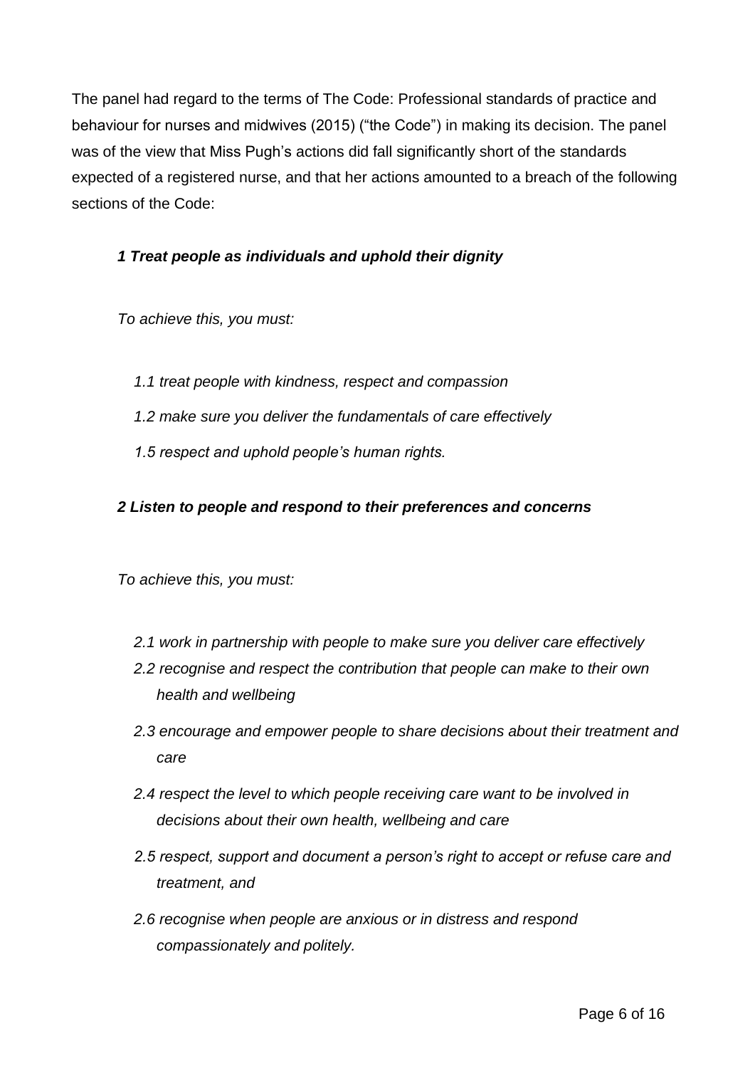The panel had regard to the terms of The Code: Professional standards of practice and behaviour for nurses and midwives (2015) ("the Code") in making its decision. The panel was of the view that Miss Pugh's actions did fall significantly short of the standards expected of a registered nurse, and that her actions amounted to a breach of the following sections of the Code:

***1 Treat people as individuals and uphold their dignity***

*To achieve this, you must:*

*1.1 treat people with kindness, respect and compassion*

*1.2 make sure you deliver the fundamentals of care effectively*

*1.5 respect and uphold people's human rights.*

***2 Listen to people and respond to their preferences and concerns***

*To achieve this, you must:*

*2.1 work in partnership with people to make sure you deliver care effectively*

*2.2 recognise and respect the contribution that people can make to their own health and wellbeing*

*2.3 encourage and empower people to share decisions about their treatment and care*

*2.4 respect the level to which people receiving care want to be involved in decisions about their own health, wellbeing and care*

*2.5 respect, support and document a person's right to accept or refuse care and treatment, and*

*2.6 recognise when people are anxious or in distress and respond compassionately and politely.*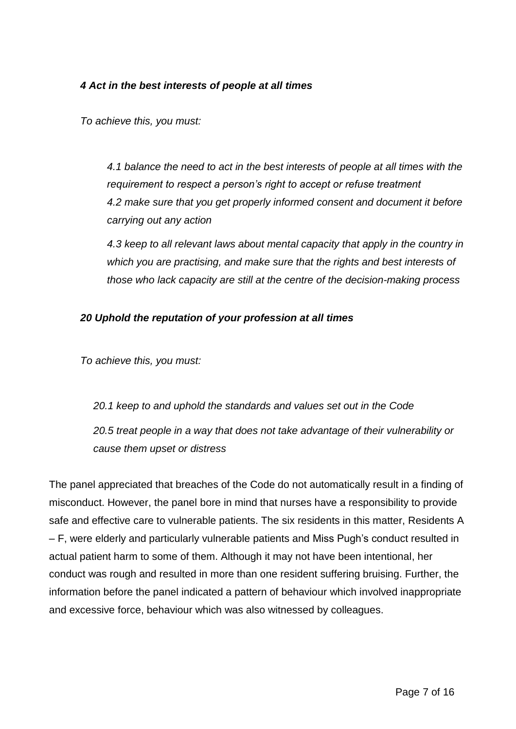***4 Act in the best interests of people at all times***

*To achieve this, you must:*

*4.1 balance the need to act in the best interests of people at all times with the requirement to respect a person's right to accept or refuse treatment*
*4.2 make sure that you get properly informed consent and document it before carrying out any action*

*4.3 keep to all relevant laws about mental capacity that apply in the country in which you are practising, and make sure that the rights and best interests of those who lack capacity are still at the centre of the decision-making process*

***20 Uphold the reputation of your profession at all times***

*To achieve this, you must:*

*20.1 keep to and uphold the standards and values set out in the Code*

*20.5 treat people in a way that does not take advantage of their vulnerability or cause them upset or distress*

The panel appreciated that breaches of the Code do not automatically result in a finding of misconduct. However, the panel bore in mind that nurses have a responsibility to provide safe and effective care to vulnerable patients. The six residents in this matter, Residents A – F, were elderly and particularly vulnerable patients and Miss Pugh's conduct resulted in actual patient harm to some of them. Although it may not have been intentional, her conduct was rough and resulted in more than one resident suffering bruising. Further, the information before the panel indicated a pattern of behaviour which involved inappropriate and excessive force, behaviour which was also witnessed by colleagues.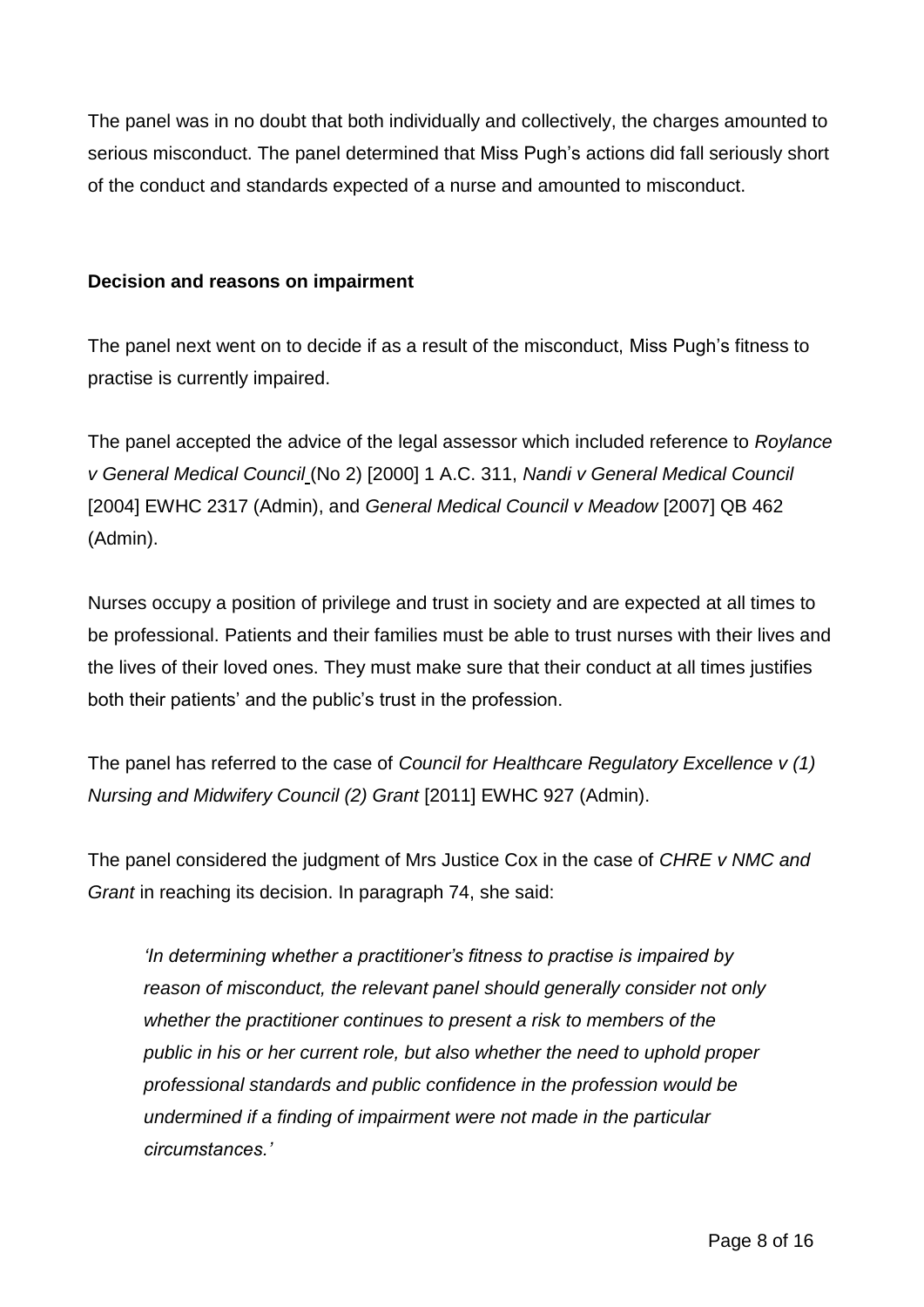The panel was in no doubt that both individually and collectively, the charges amounted to serious misconduct. The panel determined that Miss Pugh's actions did fall seriously short of the conduct and standards expected of a nurse and amounted to misconduct.

**Decision and reasons on impairment**

The panel next went on to decide if as a result of the misconduct, Miss Pugh's fitness to practise is currently impaired.

The panel accepted the advice of the legal assessor which included reference to *Roylance v General Medical Council* (No 2) [2000] 1 A.C. 311, *Nandi v General Medical Council* [2004] EWHC 2317 (Admin), and *General Medical Council v Meadow* [2007] QB 462 (Admin).

Nurses occupy a position of privilege and trust in society and are expected at all times to be professional. Patients and their families must be able to trust nurses with their lives and the lives of their loved ones. They must make sure that their conduct at all times justifies both their patients' and the public's trust in the profession.

The panel has referred to the case of *Council for Healthcare Regulatory Excellence v (1) Nursing and Midwifery Council (2) Grant* [2011] EWHC 927 (Admin).

The panel considered the judgment of Mrs Justice Cox in the case of *CHRE v NMC and Grant* in reaching its decision. In paragraph 74, she said:

> *'In determining whether a practitioner's fitness to practise is impaired by reason of misconduct, the relevant panel should generally consider not only whether the practitioner continues to present a risk to members of the public in his or her current role, but also whether the need to uphold proper professional standards and public confidence in the profession would be undermined if a finding of impairment were not made in the particular circumstances.'*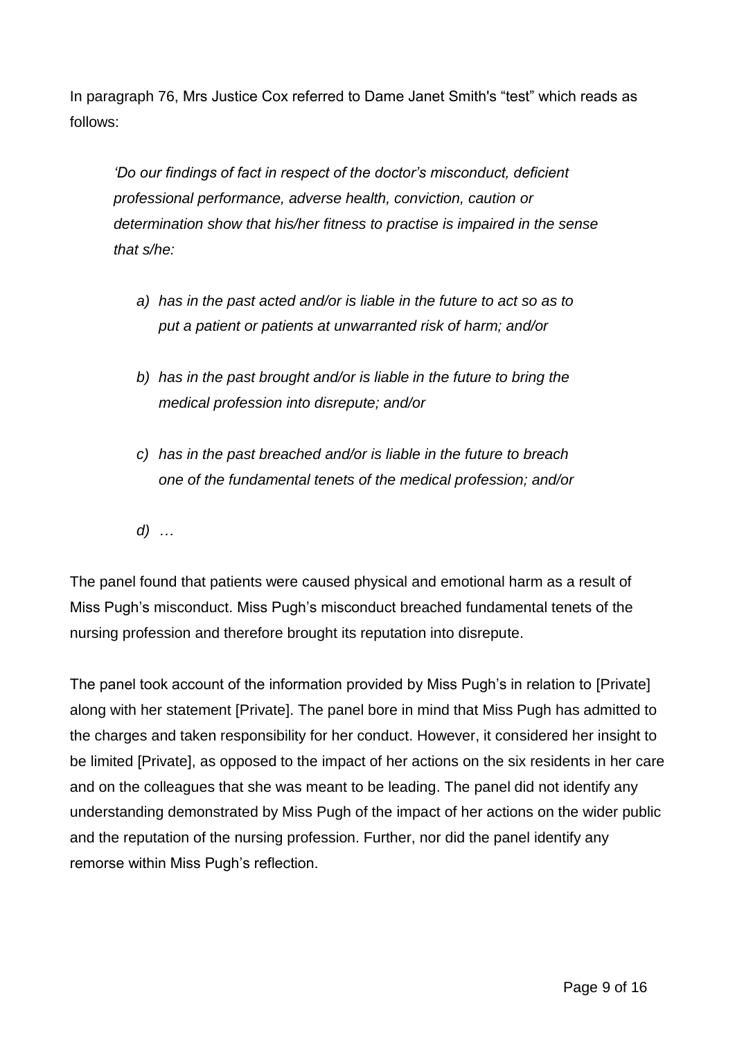In paragraph 76, Mrs Justice Cox referred to Dame Janet Smith's "test" which reads as follows:

> *'Do our findings of fact in respect of the doctor's misconduct, deficient professional performance, adverse health, conviction, caution or determination show that his/her fitness to practise is impaired in the sense that s/he:*
>
> *a) has in the past acted and/or is liable in the future to act so as to put a patient or patients at unwarranted risk of harm; and/or*
>
> *b) has in the past brought and/or is liable in the future to bring the medical profession into disrepute; and/or*
>
> *c) has in the past breached and/or is liable in the future to breach one of the fundamental tenets of the medical profession; and/or*
>
> *d) …*

The panel found that patients were caused physical and emotional harm as a result of Miss Pugh's misconduct. Miss Pugh's misconduct breached fundamental tenets of the nursing profession and therefore brought its reputation into disrepute.

The panel took account of the information provided by Miss Pugh's in relation to [Private] along with her statement [Private]. The panel bore in mind that Miss Pugh has admitted to the charges and taken responsibility for her conduct. However, it considered her insight to be limited [Private], as opposed to the impact of her actions on the six residents in her care and on the colleagues that she was meant to be leading. The panel did not identify any understanding demonstrated by Miss Pugh of the impact of her actions on the wider public and the reputation of the nursing profession. Further, nor did the panel identify any remorse within Miss Pugh's reflection.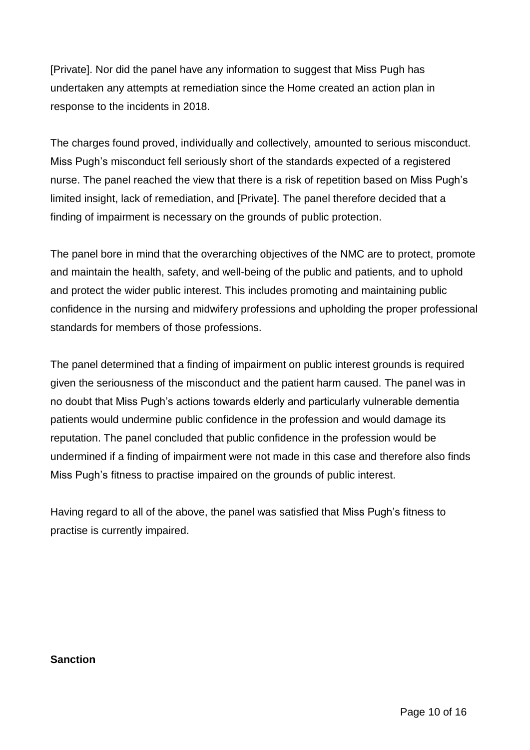[Private]. Nor did the panel have any information to suggest that Miss Pugh has undertaken any attempts at remediation since the Home created an action plan in response to the incidents in 2018.

The charges found proved, individually and collectively, amounted to serious misconduct. Miss Pugh's misconduct fell seriously short of the standards expected of a registered nurse. The panel reached the view that there is a risk of repetition based on Miss Pugh's limited insight, lack of remediation, and [Private]. The panel therefore decided that a finding of impairment is necessary on the grounds of public protection.

The panel bore in mind that the overarching objectives of the NMC are to protect, promote and maintain the health, safety, and well-being of the public and patients, and to uphold and protect the wider public interest. This includes promoting and maintaining public confidence in the nursing and midwifery professions and upholding the proper professional standards for members of those professions.

The panel determined that a finding of impairment on public interest grounds is required given the seriousness of the misconduct and the patient harm caused. The panel was in no doubt that Miss Pugh's actions towards elderly and particularly vulnerable dementia patients would undermine public confidence in the profession and would damage its reputation. The panel concluded that public confidence in the profession would be undermined if a finding of impairment were not made in this case and therefore also finds Miss Pugh's fitness to practise impaired on the grounds of public interest.

Having regard to all of the above, the panel was satisfied that Miss Pugh's fitness to practise is currently impaired.

**Sanction**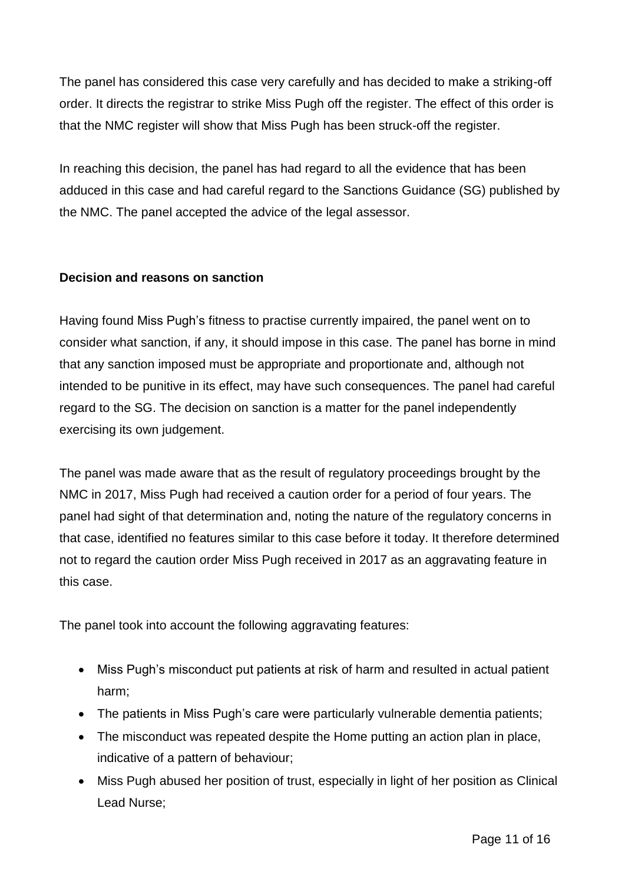The panel has considered this case very carefully and has decided to make a striking-off order. It directs the registrar to strike Miss Pugh off the register. The effect of this order is that the NMC register will show that Miss Pugh has been struck-off the register.

In reaching this decision, the panel has had regard to all the evidence that has been adduced in this case and had careful regard to the Sanctions Guidance (SG) published by the NMC. The panel accepted the advice of the legal assessor.

**Decision and reasons on sanction**

Having found Miss Pugh's fitness to practise currently impaired, the panel went on to consider what sanction, if any, it should impose in this case. The panel has borne in mind that any sanction imposed must be appropriate and proportionate and, although not intended to be punitive in its effect, may have such consequences. The panel had careful regard to the SG. The decision on sanction is a matter for the panel independently exercising its own judgement.

The panel was made aware that as the result of regulatory proceedings brought by the NMC in 2017, Miss Pugh had received a caution order for a period of four years. The panel had sight of that determination and, noting the nature of the regulatory concerns in that case, identified no features similar to this case before it today. It therefore determined not to regard the caution order Miss Pugh received in 2017 as an aggravating feature in this case.

The panel took into account the following aggravating features:

- Miss Pugh's misconduct put patients at risk of harm and resulted in actual patient harm;
- The patients in Miss Pugh's care were particularly vulnerable dementia patients;
- The misconduct was repeated despite the Home putting an action plan in place, indicative of a pattern of behaviour;
- Miss Pugh abused her position of trust, especially in light of her position as Clinical Lead Nurse;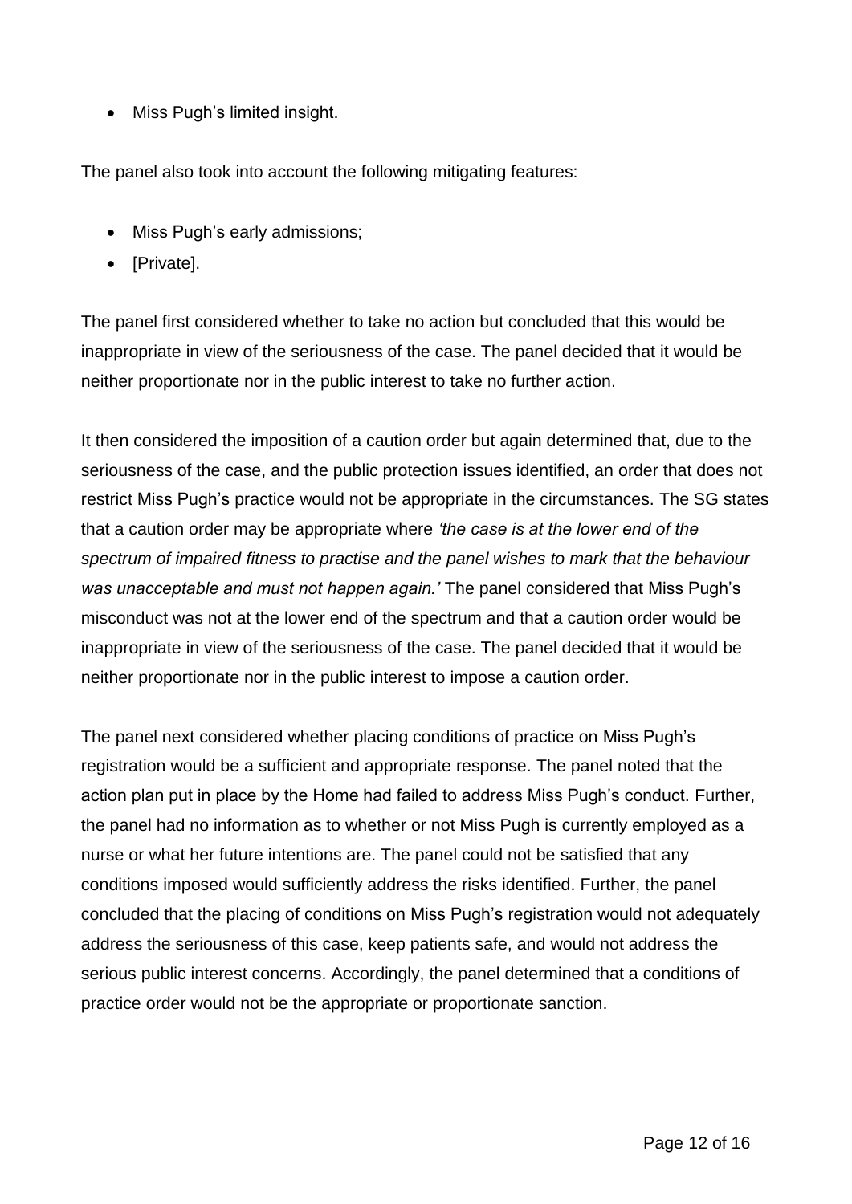- Miss Pugh's limited insight.

The panel also took into account the following mitigating features:

- Miss Pugh's early admissions;
- [Private].

The panel first considered whether to take no action but concluded that this would be inappropriate in view of the seriousness of the case. The panel decided that it would be neither proportionate nor in the public interest to take no further action.

It then considered the imposition of a caution order but again determined that, due to the seriousness of the case, and the public protection issues identified, an order that does not restrict Miss Pugh's practice would not be appropriate in the circumstances. The SG states that a caution order may be appropriate where *'the case is at the lower end of the spectrum of impaired fitness to practise and the panel wishes to mark that the behaviour was unacceptable and must not happen again.'* The panel considered that Miss Pugh's misconduct was not at the lower end of the spectrum and that a caution order would be inappropriate in view of the seriousness of the case. The panel decided that it would be neither proportionate nor in the public interest to impose a caution order.

The panel next considered whether placing conditions of practice on Miss Pugh's registration would be a sufficient and appropriate response. The panel noted that the action plan put in place by the Home had failed to address Miss Pugh's conduct. Further, the panel had no information as to whether or not Miss Pugh is currently employed as a nurse or what her future intentions are. The panel could not be satisfied that any conditions imposed would sufficiently address the risks identified. Further, the panel concluded that the placing of conditions on Miss Pugh's registration would not adequately address the seriousness of this case, keep patients safe, and would not address the serious public interest concerns. Accordingly, the panel determined that a conditions of practice order would not be the appropriate or proportionate sanction.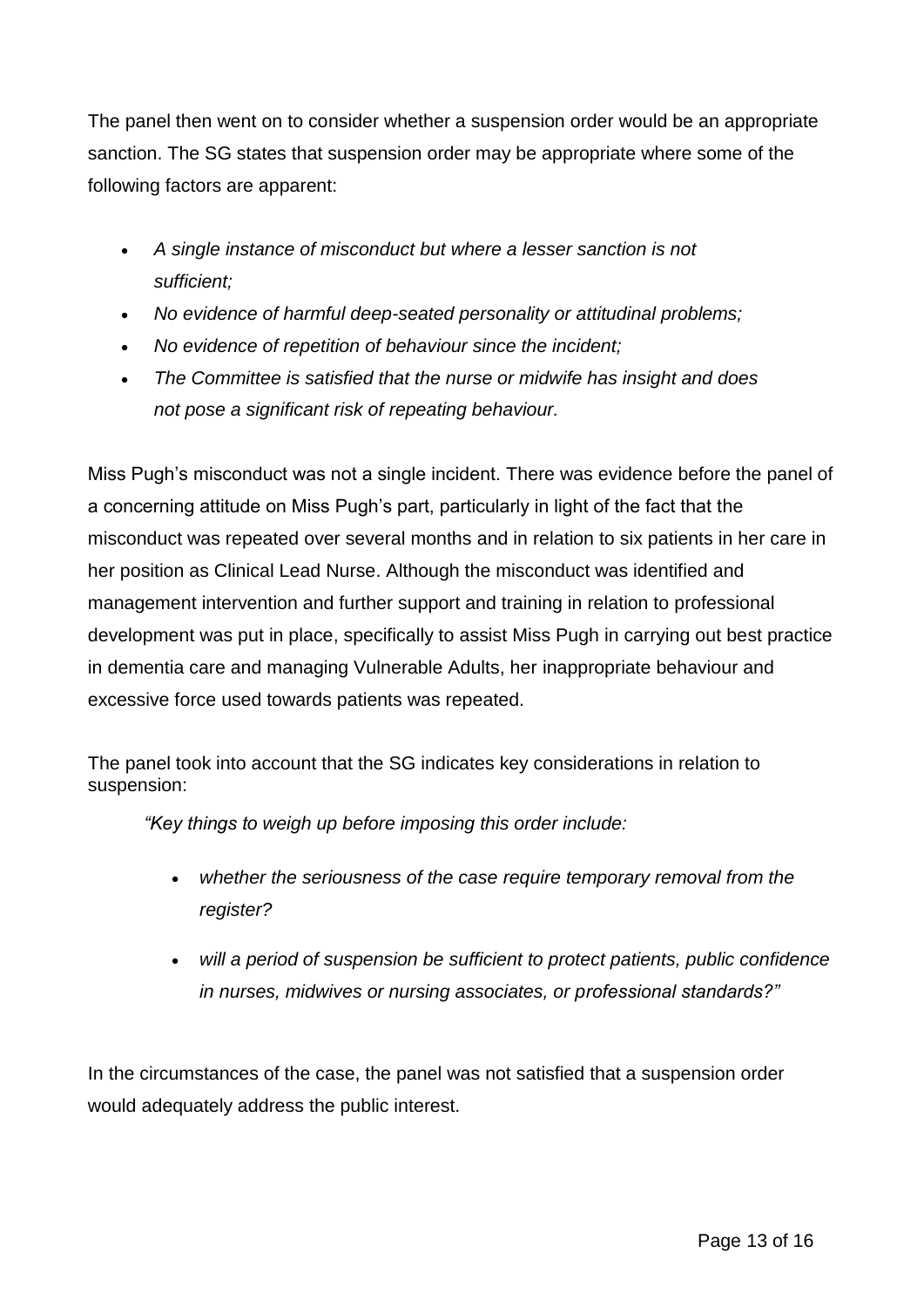The panel then went on to consider whether a suspension order would be an appropriate sanction. The SG states that suspension order may be appropriate where some of the following factors are apparent:

- *A single instance of misconduct but where a lesser sanction is not sufficient;*
- *No evidence of harmful deep-seated personality or attitudinal problems;*
- *No evidence of repetition of behaviour since the incident;*
- *The Committee is satisfied that the nurse or midwife has insight and does not pose a significant risk of repeating behaviour.*

Miss Pugh's misconduct was not a single incident. There was evidence before the panel of a concerning attitude on Miss Pugh's part, particularly in light of the fact that the misconduct was repeated over several months and in relation to six patients in her care in her position as Clinical Lead Nurse. Although the misconduct was identified and management intervention and further support and training in relation to professional development was put in place, specifically to assist Miss Pugh in carrying out best practice in dementia care and managing Vulnerable Adults, her inappropriate behaviour and excessive force used towards patients was repeated.

The panel took into account that the SG indicates key considerations in relation to suspension:

*"Key things to weigh up before imposing this order include:*

- *whether the seriousness of the case require temporary removal from the register?*
- *will a period of suspension be sufficient to protect patients, public confidence in nurses, midwives or nursing associates, or professional standards?"*

In the circumstances of the case, the panel was not satisfied that a suspension order would adequately address the public interest.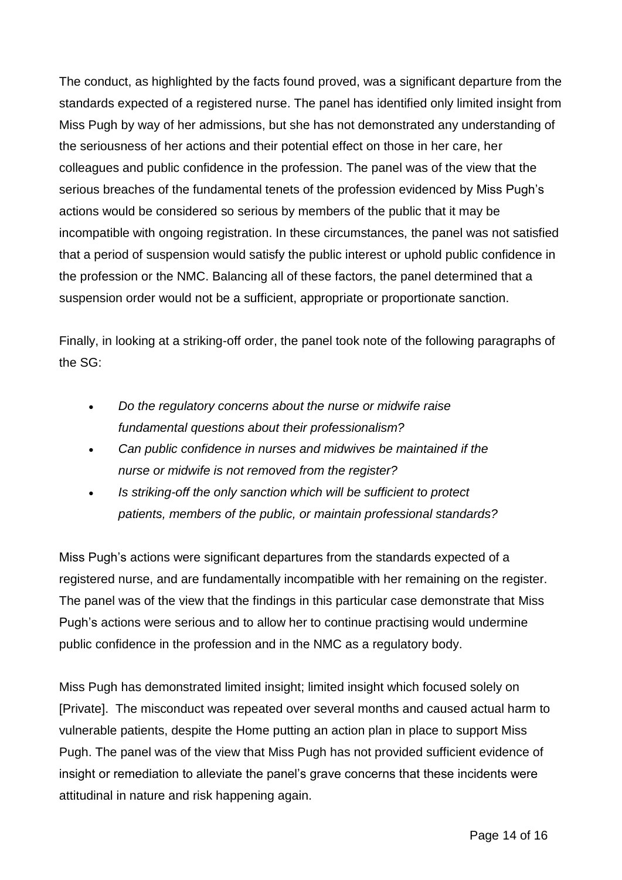The conduct, as highlighted by the facts found proved, was a significant departure from the standards expected of a registered nurse. The panel has identified only limited insight from Miss Pugh by way of her admissions, but she has not demonstrated any understanding of the seriousness of her actions and their potential effect on those in her care, her colleagues and public confidence in the profession. The panel was of the view that the serious breaches of the fundamental tenets of the profession evidenced by Miss Pugh's actions would be considered so serious by members of the public that it may be incompatible with ongoing registration. In these circumstances, the panel was not satisfied that a period of suspension would satisfy the public interest or uphold public confidence in the profession or the NMC. Balancing all of these factors, the panel determined that a suspension order would not be a sufficient, appropriate or proportionate sanction.

Finally, in looking at a striking-off order, the panel took note of the following paragraphs of the SG:

- *Do the regulatory concerns about the nurse or midwife raise fundamental questions about their professionalism?*
- *Can public confidence in nurses and midwives be maintained if the nurse or midwife is not removed from the register?*
- *Is striking-off the only sanction which will be sufficient to protect patients, members of the public, or maintain professional standards?*

Miss Pugh's actions were significant departures from the standards expected of a registered nurse, and are fundamentally incompatible with her remaining on the register. The panel was of the view that the findings in this particular case demonstrate that Miss Pugh's actions were serious and to allow her to continue practising would undermine public confidence in the profession and in the NMC as a regulatory body.

Miss Pugh has demonstrated limited insight; limited insight which focused solely on [Private]. The misconduct was repeated over several months and caused actual harm to vulnerable patients, despite the Home putting an action plan in place to support Miss Pugh. The panel was of the view that Miss Pugh has not provided sufficient evidence of insight or remediation to alleviate the panel's grave concerns that these incidents were attitudinal in nature and risk happening again.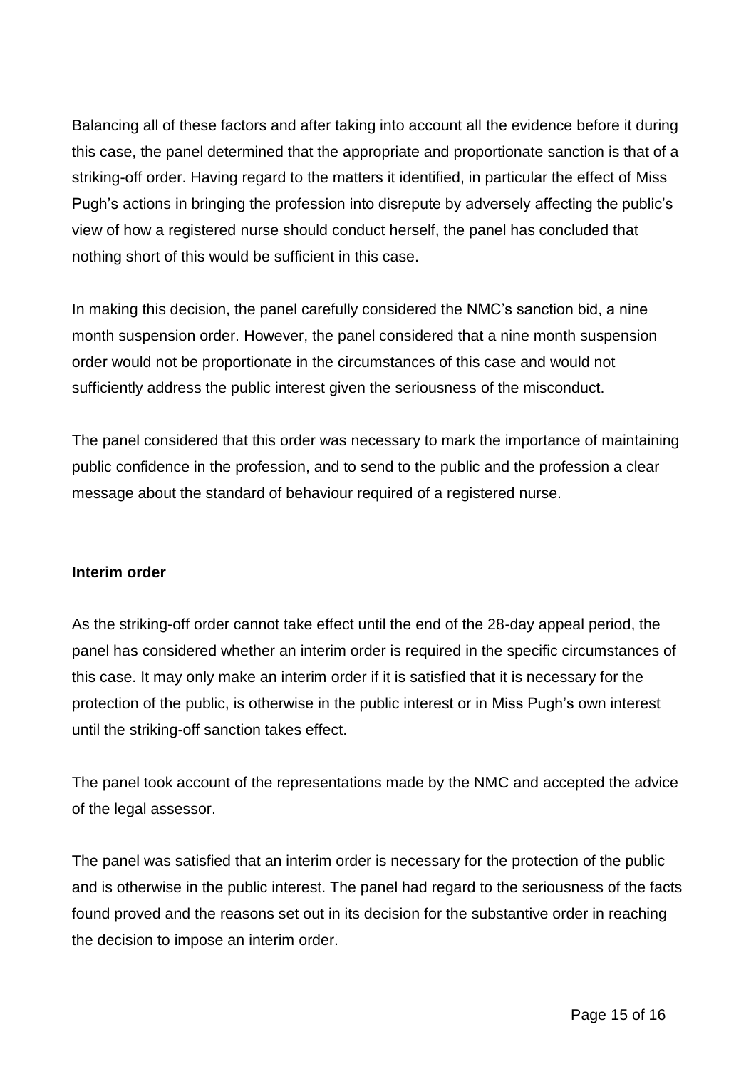Balancing all of these factors and after taking into account all the evidence before it during this case, the panel determined that the appropriate and proportionate sanction is that of a striking-off order. Having regard to the matters it identified, in particular the effect of Miss Pugh's actions in bringing the profession into disrepute by adversely affecting the public's view of how a registered nurse should conduct herself, the panel has concluded that nothing short of this would be sufficient in this case.

In making this decision, the panel carefully considered the NMC's sanction bid, a nine month suspension order. However, the panel considered that a nine month suspension order would not be proportionate in the circumstances of this case and would not sufficiently address the public interest given the seriousness of the misconduct.

The panel considered that this order was necessary to mark the importance of maintaining public confidence in the profession, and to send to the public and the profession a clear message about the standard of behaviour required of a registered nurse.

**Interim order**

As the striking-off order cannot take effect until the end of the 28-day appeal period, the panel has considered whether an interim order is required in the specific circumstances of this case. It may only make an interim order if it is satisfied that it is necessary for the protection of the public, is otherwise in the public interest or in Miss Pugh's own interest until the striking-off sanction takes effect.

The panel took account of the representations made by the NMC and accepted the advice of the legal assessor.

The panel was satisfied that an interim order is necessary for the protection of the public and is otherwise in the public interest. The panel had regard to the seriousness of the facts found proved and the reasons set out in its decision for the substantive order in reaching the decision to impose an interim order.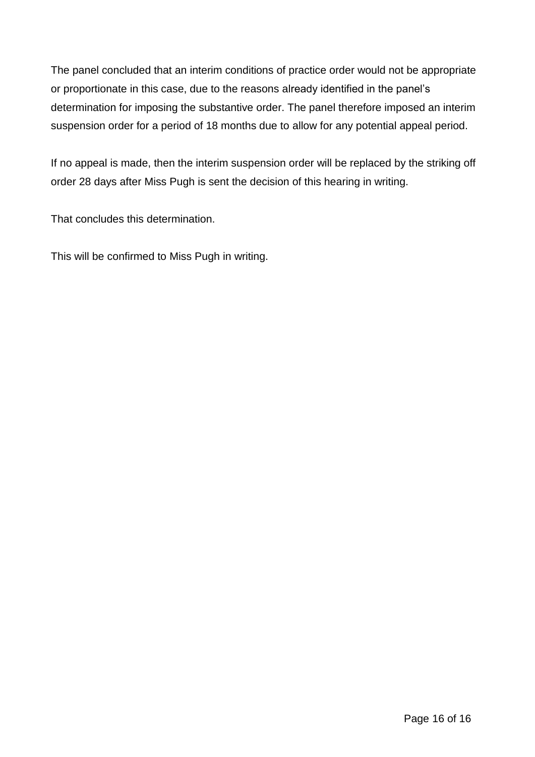The panel concluded that an interim conditions of practice order would not be appropriate or proportionate in this case, due to the reasons already identified in the panel's determination for imposing the substantive order. The panel therefore imposed an interim suspension order for a period of 18 months due to allow for any potential appeal period.

If no appeal is made, then the interim suspension order will be replaced by the striking off order 28 days after Miss Pugh is sent the decision of this hearing in writing.

That concludes this determination.

This will be confirmed to Miss Pugh in writing.